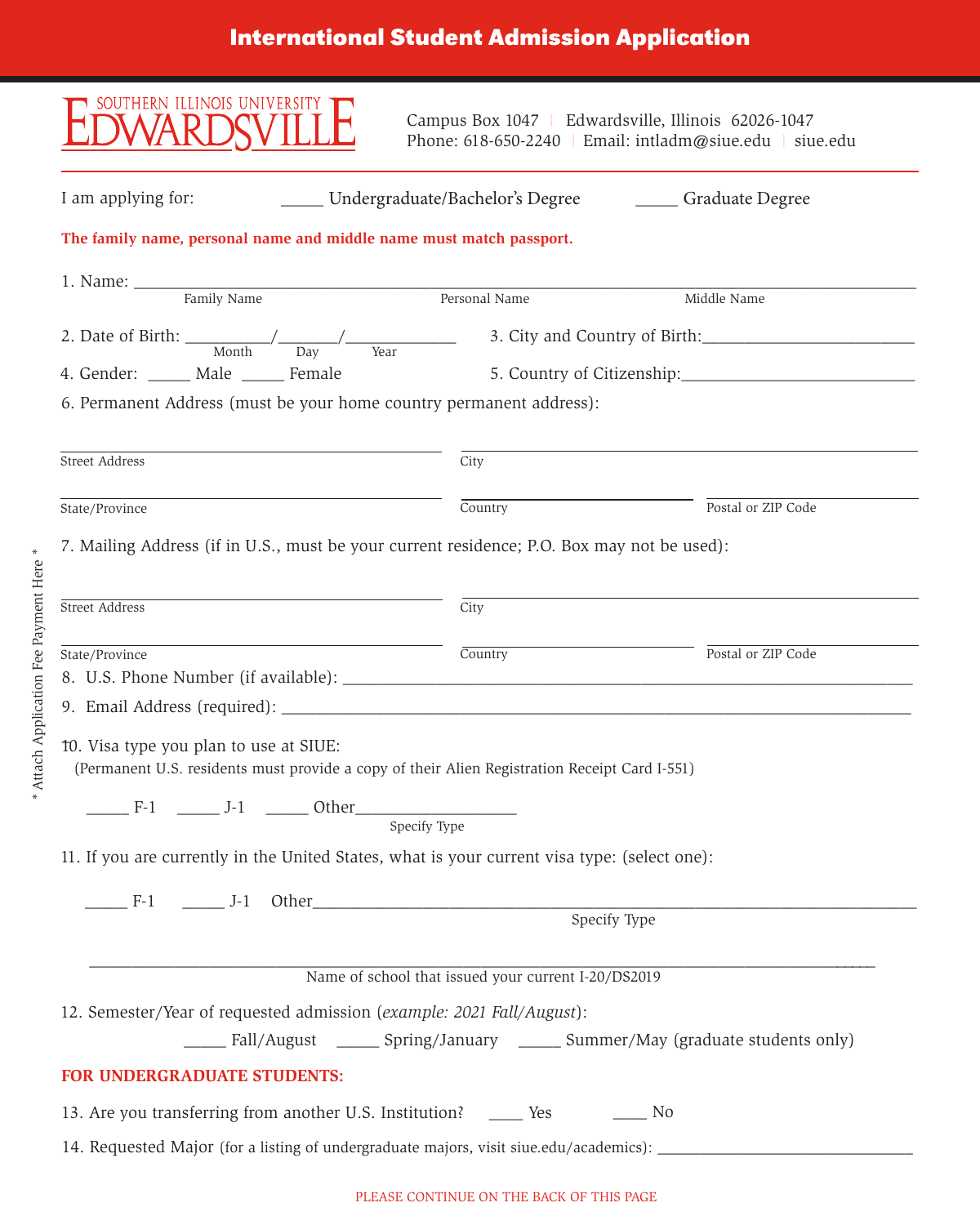# International Student Admission Application

SOUTHERN ILLINOIS UNIVERSITY EDWARDSVILLE

Campus Box 1047 | Edwardsville, Illinois 62026-1047
Phone: 618-650-2240 | Email: intladm@siue.edu | siue.edu

I am applying for: _____ Undergraduate/Bachelor's Degree _____ Graduate Degree

**The family name, personal name and middle name must match passport.**

1. Name: ______________________________________________
   Family Name Personal Name Middle Name

2. Date of Birth: __________/_______/_____________
   Month Day Year

3. City and Country of Birth: _________________________

4. Gender: _____ Male _____ Female

5. Country of Citizenship: ___________________________

6. Permanent Address (must be your home country permanent address):

   ______________________ Street Address
   ______________________ City
   ______________________ State/Province
   ______________________ Country
   ______________________ Postal or ZIP Code

7. Mailing Address (if in U.S., must be your current residence; P.O. Box may not be used):

   ______________________ Street Address
   ______________________ City
   ______________________ State/Province
   ______________________ Country
   ______________________ Postal or ZIP Code

8. U.S. Phone Number (if available): ___________________________________________

9. Email Address (required): ___________________________________________

10. Visa type you plan to use at SIUE:
    (Permanent U.S. residents must provide a copy of their Alien Registration Receipt Card I-551)

    _____ F-1 _____ J-1 _____ Other__________________
    Specify Type

11. If you are currently in the United States, what is your current visa type: (select one):

    _____ F-1 _____ J-1 Other___________________________________________
    Specify Type

    ___________________________________________
    Name of school that issued your current I-20/DS2019

12. Semester/Year of requested admission (*example: 2021 Fall/August*):

    _____ Fall/August _____ Spring/January _____ Summer/May (graduate students only)

**FOR UNDERGRADUATE STUDENTS:**

13. Are you transferring from another U.S. Institution? ____ Yes ____ No

14. Requested Major (for a listing of undergraduate majors, visit siue.edu/academics): ______________________________

\* Attach Application Fee Payment Here \*

PLEASE CONTINUE ON THE BACK OF THIS PAGE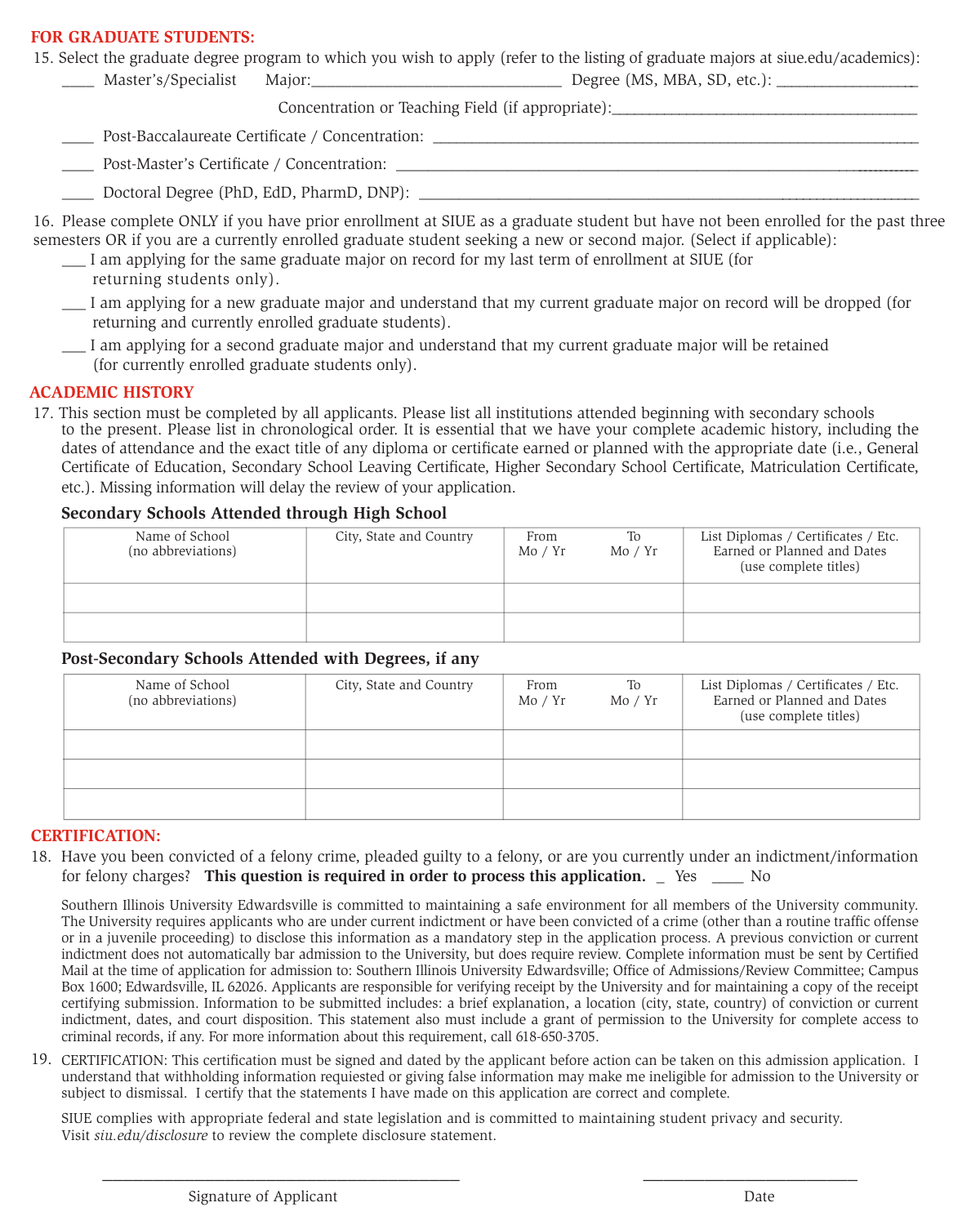## FOR GRADUATE STUDENTS:

15. Select the graduate degree program to which you wish to apply (refer to the listing of graduate majors at siue.edu/academics):

____ Master's/Specialist Major:______________________________ Degree (MS, MBA, SD, etc.): __________________

Concentration or Teaching Field (if appropriate):________________________________________

____ Post-Baccalaureate Certificate / Concentration: ____________________________________________________________

____ Post-Master's Certificate / Concentration: ________________________________________________________________

____ Doctoral Degree (PhD, EdD, PharmD, DNP): _______________________________________________________________

16. Please complete ONLY if you have prior enrollment at SIUE as a graduate student but have not been enrolled for the past three semesters OR if you are a currently enrolled graduate student seeking a new or second major. (Select if applicable):

___ I am applying for the same graduate major on record for my last term of enrollment at SIUE (for returning students only).

___ I am applying for a new graduate major and understand that my current graduate major on record will be dropped (for returning and currently enrolled graduate students).

___ I am applying for a second graduate major and understand that my current graduate major will be retained (for currently enrolled graduate students only).

## ACADEMIC HISTORY

17. This section must be completed by all applicants. Please list all institutions attended beginning with secondary schools to the present. Please list in chronological order. It is essential that we have your complete academic history, including the dates of attendance and the exact title of any diploma or certificate earned or planned with the appropriate date (i.e., General Certificate of Education, Secondary School Leaving Certificate, Higher Secondary School Certificate, Matriculation Certificate, etc.). Missing information will delay the review of your application.

### Secondary Schools Attended through High School

| Name of School (no abbreviations) | City, State and Country | From Mo / Yr | To Mo / Yr | List Diplomas / Certificates / Etc. Earned or Planned and Dates (use complete titles) |
|---|---|---|---|---|
| | | | | |
| | | | | |

### Post-Secondary Schools Attended with Degrees, if any

| Name of School (no abbreviations) | City, State and Country | From Mo / Yr | To Mo / Yr | List Diplomas / Certificates / Etc. Earned or Planned and Dates (use complete titles) |
|---|---|---|---|---|
| | | | | |
| | | | | |
| | | | | |

## CERTIFICATION:

18. Have you been convicted of a felony crime, pleaded guilty to a felony, or are you currently under an indictment/information for felony charges? **This question is required in order to process this application.** _ Yes ____ No

Southern Illinois University Edwardsville is committed to maintaining a safe environment for all members of the University community. The University requires applicants who are under current indictment or have been convicted of a crime (other than a routine traffic offense or in a juvenile proceeding) to disclose this information as a mandatory step in the application process. A previous conviction or current indictment does not automatically bar admission to the University, but does require review. Complete information must be sent by Certified Mail at the time of application for admission to: Southern Illinois University Edwardsville; Office of Admissions/Review Committee; Campus Box 1600; Edwardsville, IL 62026. Applicants are responsible for verifying receipt by the University and for maintaining a copy of the receipt certifying submission. Information to be submitted includes: a brief explanation, a location (city, state, country) of conviction or current indictment, dates, and court disposition. This statement also must include a grant of permission to the University for complete access to criminal records, if any. For more information about this requirement, call 618-650-3705.

19. CERTIFICATION: This certification must be signed and dated by the applicant before action can be taken on this admission application. I understand that withholding information requiested or giving false information may make me ineligible for admission to the University or subject to dismissal. I certify that the statements I have made on this application are correct and complete.

SIUE complies with appropriate federal and state legislation and is committed to maintaining student privacy and security. Visit *siu.edu/disclosure* to review the complete disclosure statement.

_____________________________________________ ___________________________

Signature of Applicant Date